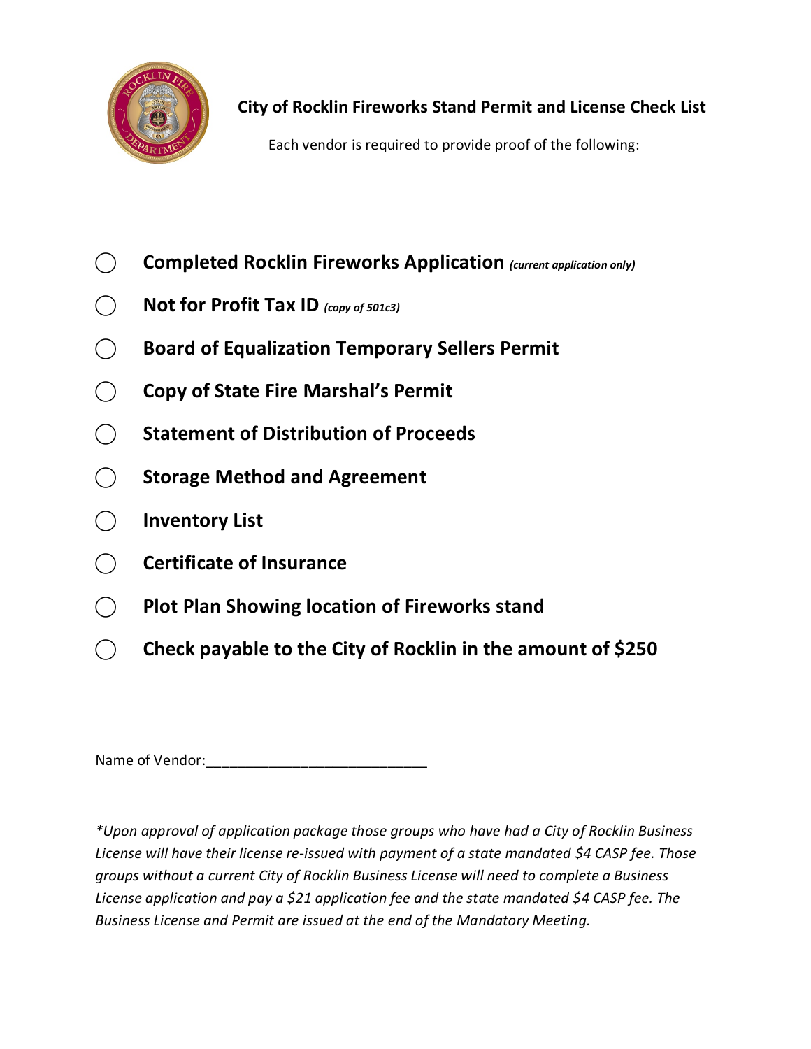## City of Rocklin Fireworks Stand Permit and License Check List

Each vendor is required to provide proof of the following:

- ◯ **Completed Rocklin Fireworks Application** ***(current application only)***
- ◯ **Not for Profit Tax ID** ***(copy of 501c3)***
- ◯ **Board of Equalization Temporary Sellers Permit**
- ◯ **Copy of State Fire Marshal's Permit**
- ◯ **Statement of Distribution of Proceeds**
- ◯ **Storage Method and Agreement**
- ◯ **Inventory List**
- ◯ **Certificate of Insurance**
- ◯ **Plot Plan Showing location of Fireworks stand**
- ◯ **Check payable to the City of Rocklin in the amount of $250**

Name of Vendor:____________________________

*\*Upon approval of application package those groups who have had a City of Rocklin Business License will have their license re-issued with payment of a state mandated $4 CASP fee. Those groups without a current City of Rocklin Business License will need to complete a Business License application and pay a $21 application fee and the state mandated $4 CASP fee. The Business License and Permit are issued at the end of the Mandatory Meeting.*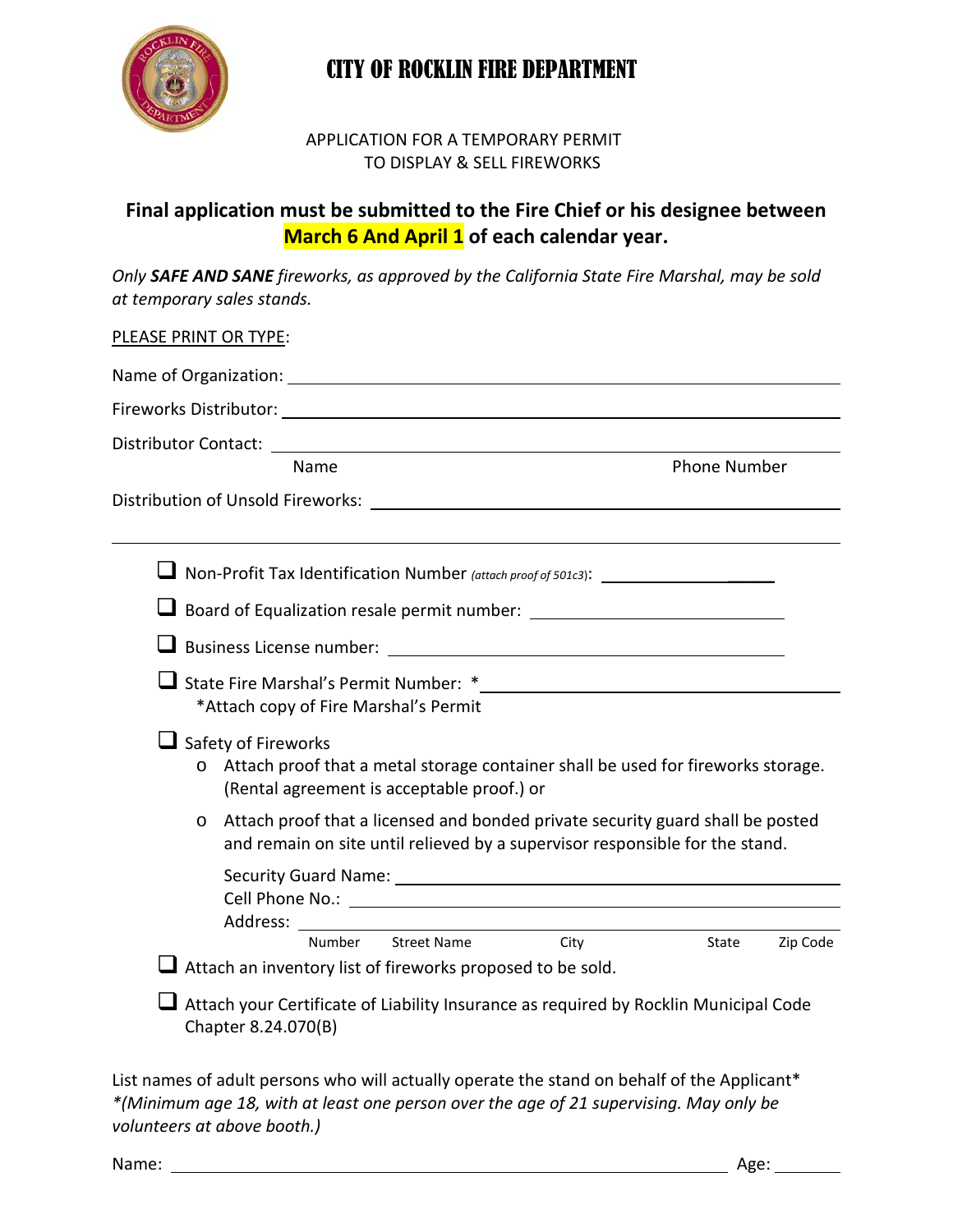# CITY OF ROCKLIN FIRE DEPARTMENT

APPLICATION FOR A TEMPORARY PERMIT
TO DISPLAY & SELL FIREWORKS

**Final application must be submitted to the Fire Chief or his designee between March 6 And April 1 of each calendar year.**

*Only **SAFE AND SANE** fireworks, as approved by the California State Fire Marshal, may be sold at temporary sales stands.*

PLEASE PRINT OR TYPE:

Name of Organization: ______________________________

Fireworks Distributor: ______________________________

Distributor Contact: ______________________________
Name Phone Number

Distribution of Unsold Fireworks: ______________________________

______________________________

- ☐ Non-Profit Tax Identification Number *(attach proof of 501c3)*: ______________
- ☐ Board of Equalization resale permit number: ______________
- ☐ Business License number: ______________
- ☐ State Fire Marshal's Permit Number: * ______________
  *Attach copy of Fire Marshal's Permit
- ☐ Safety of Fireworks
  - Attach proof that a metal storage container shall be used for fireworks storage. (Rental agreement is acceptable proof.) or
  - Attach proof that a licensed and bonded private security guard shall be posted and remain on site until relieved by a supervisor responsible for the stand.

    Security Guard Name: ______________
    Cell Phone No.: ______________
    Address: ______________
    Number Street Name City State Zip Code
- ☐ Attach an inventory list of fireworks proposed to be sold.
- ☐ Attach your Certificate of Liability Insurance as required by Rocklin Municipal Code Chapter 8.24.070(B)

List names of adult persons who will actually operate the stand on behalf of the Applicant*
*\*(Minimum age 18, with at least one person over the age of 21 supervising. May only be volunteers at above booth.)*

Name: ______________________________ Age: ________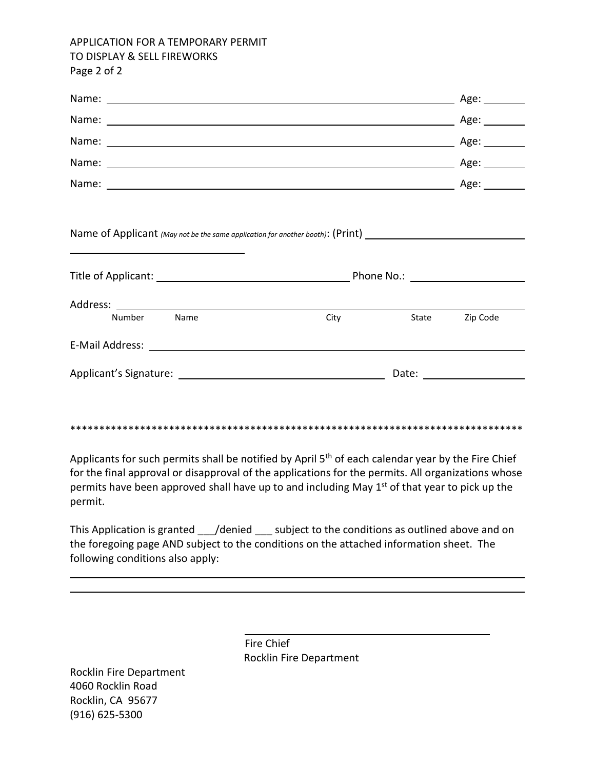APPLICATION FOR A TEMPORARY PERMIT
TO DISPLAY & SELL FIREWORKS

Name: ______________________________________________ Age: _______

Name: ______________________________________________ Age: _______

Name: ______________________________________________ Age: _______

Name: ______________________________________________ Age: _______

Name: ______________________________________________ Age: _______

Name of Applicant *(May not be the same application for another booth)*: (Print) ______________________________

Title of Applicant: ______________________________ Phone No.: ____________________

Address: ____________________________________________________________
Number Name City State Zip Code

E-Mail Address: ____________________________________________________________

Applicant's Signature: ______________________________ Date: ________________

*******************************************************************************

Applicants for such permits shall be notified by April 5th of each calendar year by the Fire Chief for the final approval or disapproval of the applications for the permits. All organizations whose permits have been approved shall have up to and including May 1st of that year to pick up the permit.

This Application is granted ___/denied ___ subject to the conditions as outlined above and on the foregoing page AND subject to the conditions on the attached information sheet. The following conditions also apply:

____________________________________________________________________________

____________________________________________________________________________

______________________________
Fire Chief
Rocklin Fire Department

Rocklin Fire Department
4060 Rocklin Road
Rocklin, CA 95677
(916) 625-5300